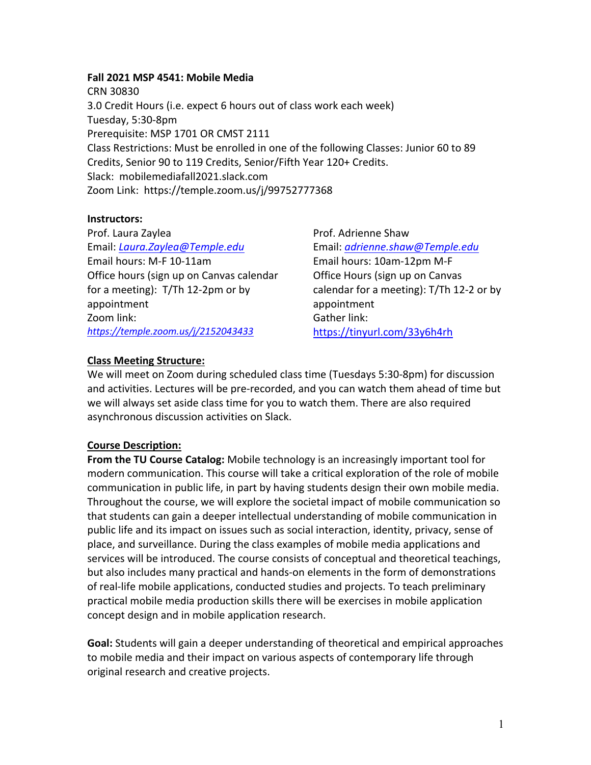**Fall 2021 MSP 4541: Mobile Media**

CRN 30830
3.0 Credit Hours (i.e. expect 6 hours out of class work each week)
Tuesday, 5:30-8pm
Prerequisite: MSP 1701 OR CMST 2111
Class Restrictions: Must be enrolled in one of the following Classes: Junior 60 to 89 Credits, Senior 90 to 119 Credits, Senior/Fifth Year 120+ Credits.
Slack: mobilemediafall2021.slack.com
Zoom Link: https://temple.zoom.us/j/99752777368

**Instructors:**

Prof. Laura Zaylea
Email: *Laura.Zaylea@Temple.edu*
Email hours: M-F 10-11am
Office hours (sign up on Canvas calendar for a meeting): T/Th 12-2pm or by appointment
Zoom link: *https://temple.zoom.us/j/2152043433*

Prof. Adrienne Shaw
Email: *adrienne.shaw@Temple.edu*
Email hours: 10am-12pm M-F
Office Hours (sign up on Canvas calendar for a meeting): T/Th 12-2 or by appointment
Gather link: https://tinyurl.com/33y6h4rh

**Class Meeting Structure:**

We will meet on Zoom during scheduled class time (Tuesdays 5:30-8pm) for discussion and activities. Lectures will be pre-recorded, and you can watch them ahead of time but we will always set aside class time for you to watch them. There are also required asynchronous discussion activities on Slack.

**Course Description:**

**From the TU Course Catalog:** Mobile technology is an increasingly important tool for modern communication. This course will take a critical exploration of the role of mobile communication in public life, in part by having students design their own mobile media. Throughout the course, we will explore the societal impact of mobile communication so that students can gain a deeper intellectual understanding of mobile communication in public life and its impact on issues such as social interaction, identity, privacy, sense of place, and surveillance. During the class examples of mobile media applications and services will be introduced. The course consists of conceptual and theoretical teachings, but also includes many practical and hands-on elements in the form of demonstrations of real-life mobile applications, conducted studies and projects. To teach preliminary practical mobile media production skills there will be exercises in mobile application concept design and in mobile application research.

**Goal:** Students will gain a deeper understanding of theoretical and empirical approaches to mobile media and their impact on various aspects of contemporary life through original research and creative projects.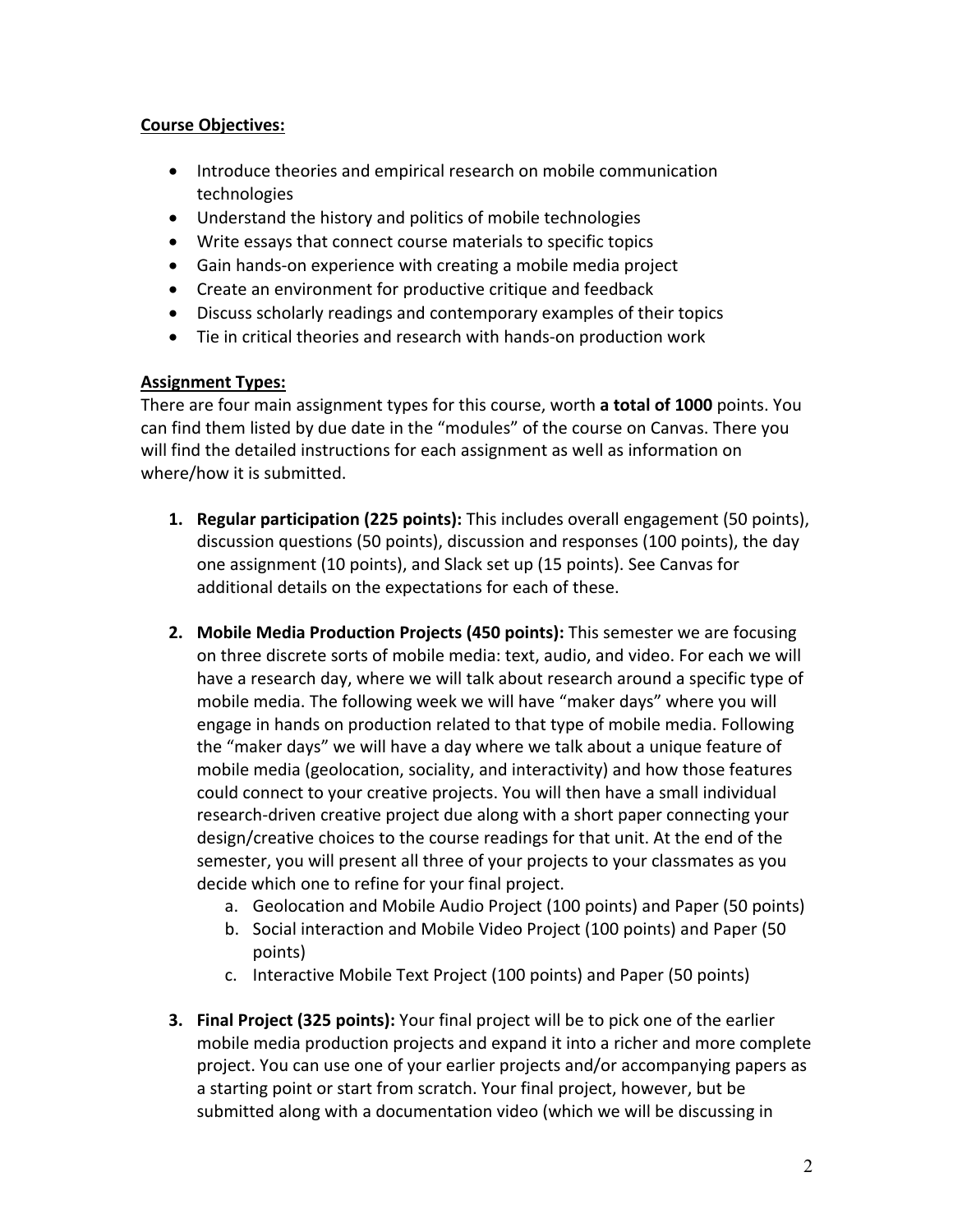**Course Objectives:**

- Introduce theories and empirical research on mobile communication technologies
- Understand the history and politics of mobile technologies
- Write essays that connect course materials to specific topics
- Gain hands-on experience with creating a mobile media project
- Create an environment for productive critique and feedback
- Discuss scholarly readings and contemporary examples of their topics
- Tie in critical theories and research with hands-on production work

**Assignment Types:**

There are four main assignment types for this course, worth **a total of 1000** points. You can find them listed by due date in the "modules" of the course on Canvas. There you will find the detailed instructions for each assignment as well as information on where/how it is submitted.

1. **Regular participation (225 points):** This includes overall engagement (50 points), discussion questions (50 points), discussion and responses (100 points), the day one assignment (10 points), and Slack set up (15 points). See Canvas for additional details on the expectations for each of these.

2. **Mobile Media Production Projects (450 points):** This semester we are focusing on three discrete sorts of mobile media: text, audio, and video. For each we will have a research day, where we will talk about research around a specific type of mobile media. The following week we will have "maker days" where you will engage in hands on production related to that type of mobile media. Following the "maker days" we will have a day where we talk about a unique feature of mobile media (geolocation, sociality, and interactivity) and how those features could connect to your creative projects. You will then have a small individual research-driven creative project due along with a short paper connecting your design/creative choices to the course readings for that unit. At the end of the semester, you will present all three of your projects to your classmates as you decide which one to refine for your final project.
   a. Geolocation and Mobile Audio Project (100 points) and Paper (50 points)
   b. Social interaction and Mobile Video Project (100 points) and Paper (50 points)
   c. Interactive Mobile Text Project (100 points) and Paper (50 points)

3. **Final Project (325 points):** Your final project will be to pick one of the earlier mobile media production projects and expand it into a richer and more complete project. You can use one of your earlier projects and/or accompanying papers as a starting point or start from scratch. Your final project, however, but be submitted along with a documentation video (which we will be discussing in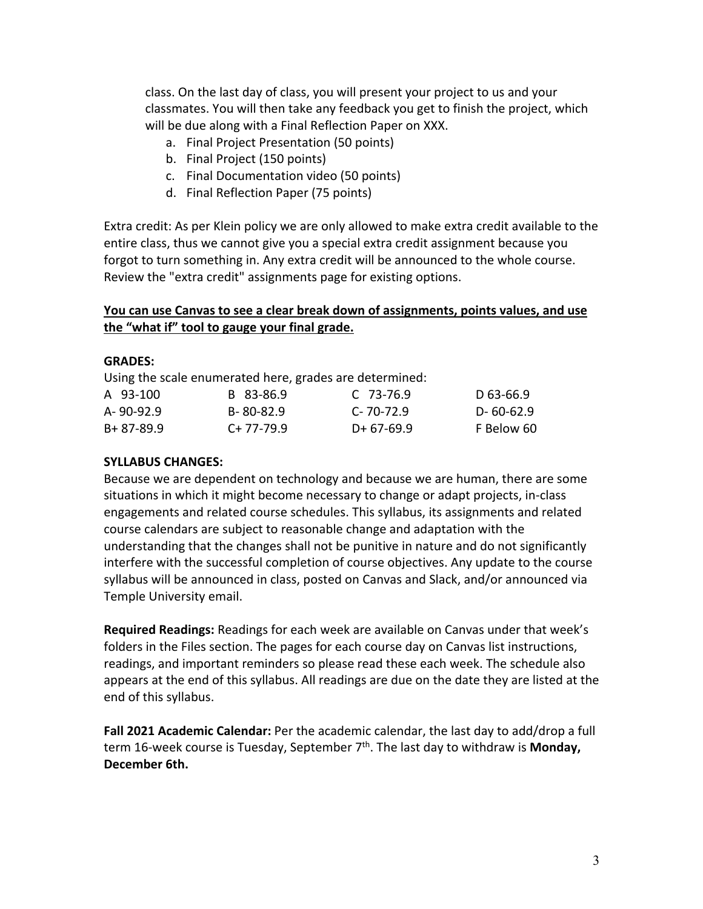class. On the last day of class, you will present your project to us and your classmates. You will then take any feedback you get to finish the project, which will be due along with a Final Reflection Paper on XXX.

a. Final Project Presentation (50 points)
b. Final Project (150 points)
c. Final Documentation video (50 points)
d. Final Reflection Paper (75 points)

Extra credit: As per Klein policy we are only allowed to make extra credit available to the entire class, thus we cannot give you a special extra credit assignment because you forgot to turn something in. Any extra credit will be announced to the whole course. Review the "extra credit" assignments page for existing options.

**You can use Canvas to see a clear break down of assignments, points values, and use the "what if" tool to gauge your final grade.**

**GRADES:**

Using the scale enumerated here, grades are determined:

| | | | |
|---|---|---|---|
| A 93-100 | B 83-86.9 | C 73-76.9 | D 63-66.9 |
| A- 90-92.9 | B- 80-82.9 | C- 70-72.9 | D- 60-62.9 |
| B+ 87-89.9 | C+ 77-79.9 | D+ 67-69.9 | F Below 60 |

**SYLLABUS CHANGES:**

Because we are dependent on technology and because we are human, there are some situations in which it might become necessary to change or adapt projects, in-class engagements and related course schedules. This syllabus, its assignments and related course calendars are subject to reasonable change and adaptation with the understanding that the changes shall not be punitive in nature and do not significantly interfere with the successful completion of course objectives. Any update to the course syllabus will be announced in class, posted on Canvas and Slack, and/or announced via Temple University email.

**Required Readings:** Readings for each week are available on Canvas under that week's folders in the Files section. The pages for each course day on Canvas list instructions, readings, and important reminders so please read these each week. The schedule also appears at the end of this syllabus. All readings are due on the date they are listed at the end of this syllabus.

**Fall 2021 Academic Calendar:** Per the academic calendar, the last day to add/drop a full term 16-week course is Tuesday, September 7th. The last day to withdraw is **Monday, December 6th.**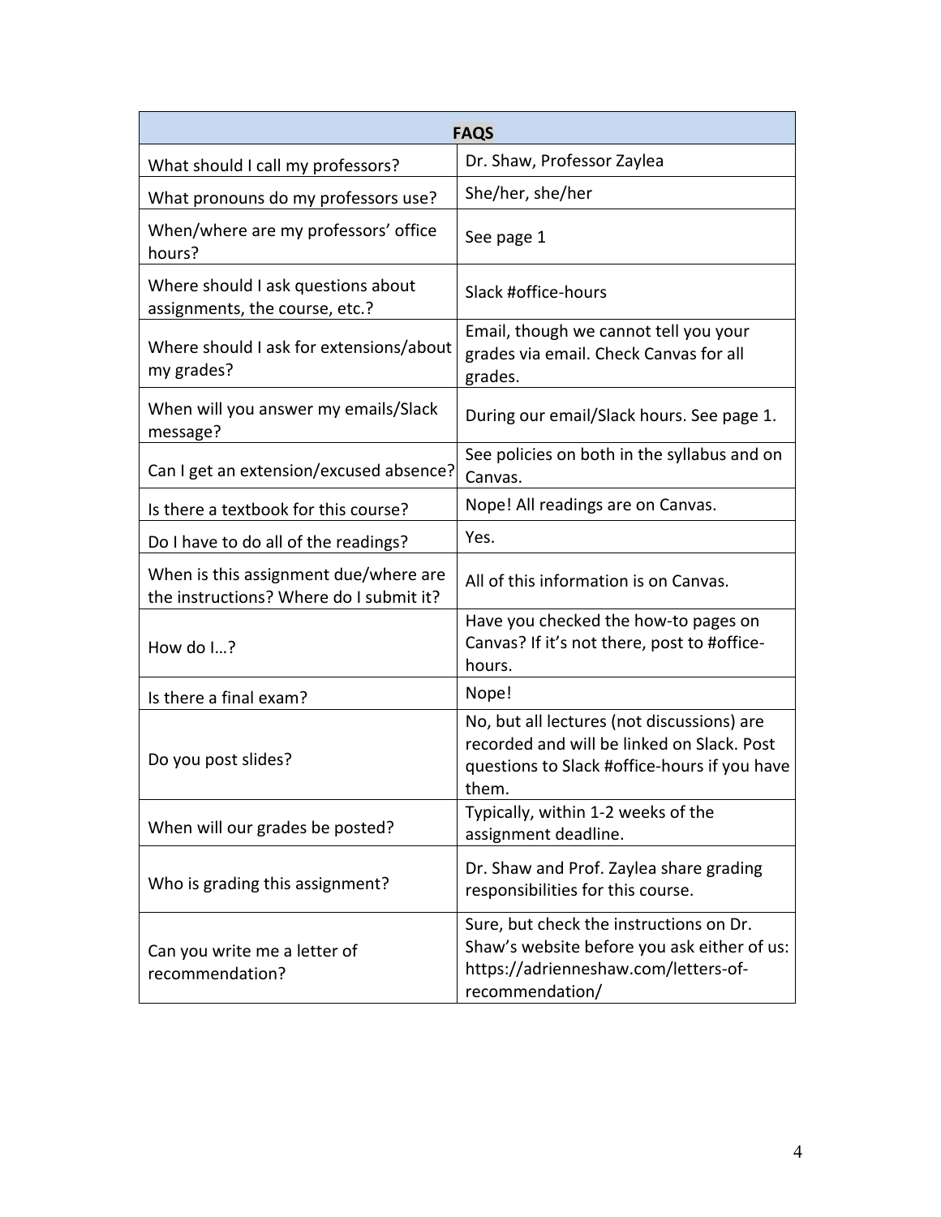| FAQS | |
|---|---|
| What should I call my professors? | Dr. Shaw, Professor Zaylea |
| What pronouns do my professors use? | She/her, she/her |
| When/where are my professors' office hours? | See page 1 |
| Where should I ask questions about assignments, the course, etc.? | Slack #office-hours |
| Where should I ask for extensions/about my grades? | Email, though we cannot tell you your grades via email. Check Canvas for all grades. |
| When will you answer my emails/Slack message? | During our email/Slack hours. See page 1. |
| Can I get an extension/excused absence? | See policies on both in the syllabus and on Canvas. |
| Is there a textbook for this course? | Nope! All readings are on Canvas. |
| Do I have to do all of the readings? | Yes. |
| When is this assignment due/where are the instructions? Where do I submit it? | All of this information is on Canvas. |
| How do I…? | Have you checked the how-to pages on Canvas? If it's not there, post to #office-hours. |
| Is there a final exam? | Nope! |
| Do you post slides? | No, but all lectures (not discussions) are recorded and will be linked on Slack. Post questions to Slack #office-hours if you have them. |
| When will our grades be posted? | Typically, within 1-2 weeks of the assignment deadline. |
| Who is grading this assignment? | Dr. Shaw and Prof. Zaylea share grading responsibilities for this course. |
| Can you write me a letter of recommendation? | Sure, but check the instructions on Dr. Shaw's website before you ask either of us: https://adrienneshaw.com/letters-of-recommendation/ |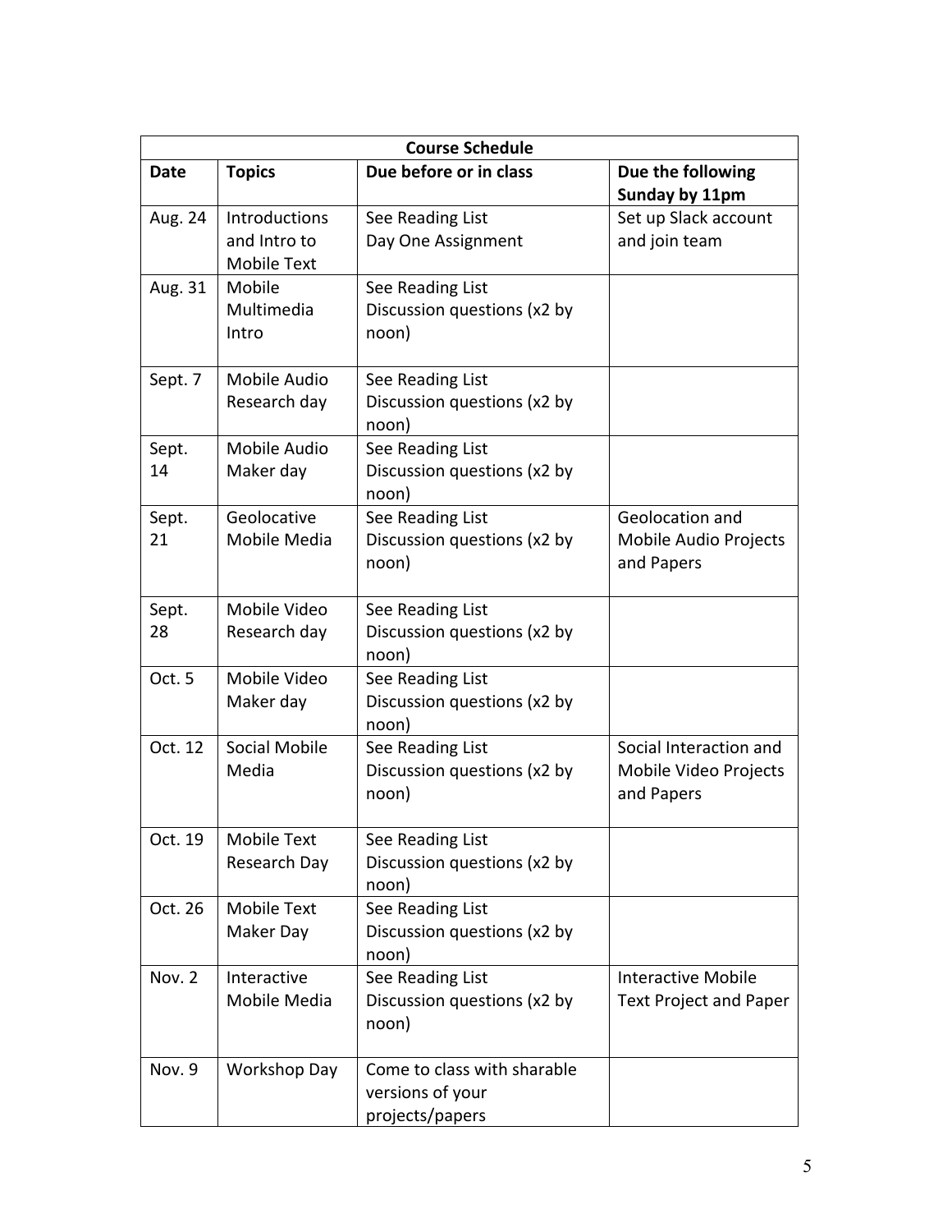| Course Schedule | | | |
|---|---|---|---|
| **Date** | **Topics** | **Due before or in class** | **Due the following Sunday by 11pm** |
| Aug. 24 | Introductions and Intro to Mobile Text | See Reading List<br>Day One Assignment | Set up Slack account and join team |
| Aug. 31 | Mobile Multimedia Intro | See Reading List<br>Discussion questions (x2 by noon) | |
| Sept. 7 | Mobile Audio Research day | See Reading List<br>Discussion questions (x2 by noon) | |
| Sept. 14 | Mobile Audio Maker day | See Reading List<br>Discussion questions (x2 by noon) | |
| Sept. 21 | Geolocative Mobile Media | See Reading List<br>Discussion questions (x2 by noon) | Geolocation and Mobile Audio Projects and Papers |
| Sept. 28 | Mobile Video Research day | See Reading List<br>Discussion questions (x2 by noon) | |
| Oct. 5 | Mobile Video Maker day | See Reading List<br>Discussion questions (x2 by noon) | |
| Oct. 12 | Social Mobile Media | See Reading List<br>Discussion questions (x2 by noon) | Social Interaction and Mobile Video Projects and Papers |
| Oct. 19 | Mobile Text Research Day | See Reading List<br>Discussion questions (x2 by noon) | |
| Oct. 26 | Mobile Text Maker Day | See Reading List<br>Discussion questions (x2 by noon) | |
| Nov. 2 | Interactive Mobile Media | See Reading List<br>Discussion questions (x2 by noon) | Interactive Mobile Text Project and Paper |
| Nov. 9 | Workshop Day | Come to class with sharable versions of your projects/papers | |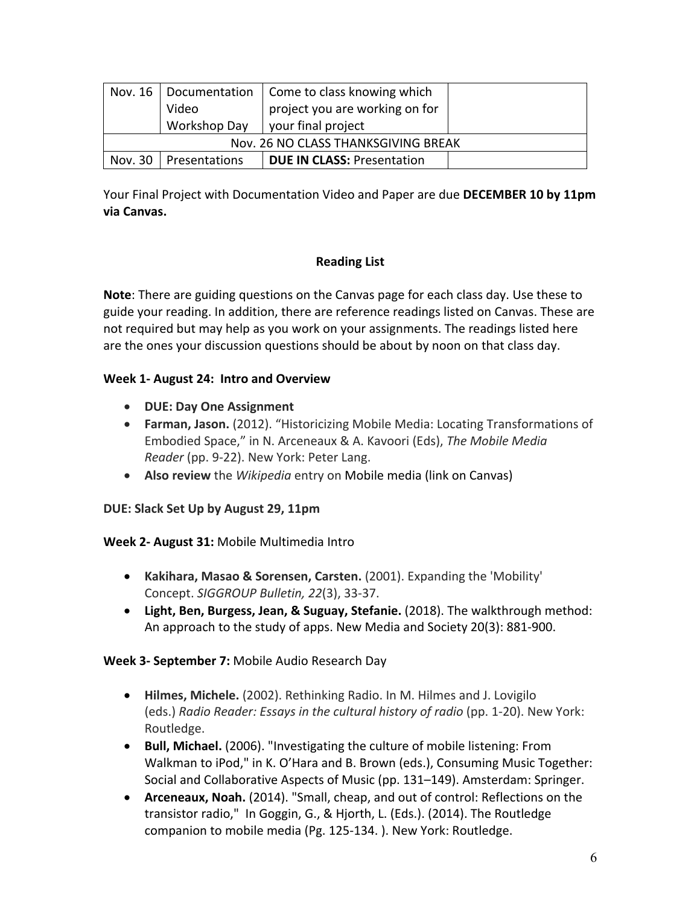| | | | |
|---|---|---|---|
| Nov. 16 | Documentation Video Workshop Day | Come to class knowing which project you are working on for your final project | |
| Nov. 26 NO CLASS THANKSGIVING BREAK | | | |
| Nov. 30 | Presentations | **DUE IN CLASS:** Presentation | |

Your Final Project with Documentation Video and Paper are due **DECEMBER 10 by 11pm via Canvas.**

## Reading List

**Note**: There are guiding questions on the Canvas page for each class day. Use these to guide your reading. In addition, there are reference readings listed on Canvas. These are not required but may help as you work on your assignments. The readings listed here are the ones your discussion questions should be about by noon on that class day.

**Week 1- August 24: Intro and Overview**

- **DUE: Day One Assignment**
- **Farman, Jason.** (2012). "Historicizing Mobile Media: Locating Transformations of Embodied Space," in N. Arceneaux & A. Kavoori (Eds), *The Mobile Media Reader* (pp. 9-22). New York: Peter Lang.
- **Also review** the *Wikipedia* entry on Mobile media (link on Canvas)

**DUE: Slack Set Up by August 29, 11pm**

**Week 2- August 31:** Mobile Multimedia Intro

- **Kakihara, Masao & Sorensen, Carsten.** (2001). Expanding the 'Mobility' Concept. *SIGGROUP Bulletin, 22*(3), 33-37.
- **Light, Ben, Burgess, Jean, & Suguay, Stefanie.** (2018). The walkthrough method: An approach to the study of apps. New Media and Society 20(3): 881-900.

**Week 3- September 7:** Mobile Audio Research Day

- **Hilmes, Michele.** (2002). Rethinking Radio. In M. Hilmes and J. Lovigilo (eds.) *Radio Reader: Essays in the cultural history of radio* (pp. 1-20). New York: Routledge.
- **Bull, Michael.** (2006). "Investigating the culture of mobile listening: From Walkman to iPod," in K. O'Hara and B. Brown (eds.), Consuming Music Together: Social and Collaborative Aspects of Music (pp. 131–149). Amsterdam: Springer.
- **Arceneaux, Noah.** (2014). "Small, cheap, and out of control: Reflections on the transistor radio," In Goggin, G., & Hjorth, L. (Eds.). (2014). The Routledge companion to mobile media (Pg. 125-134. ). New York: Routledge.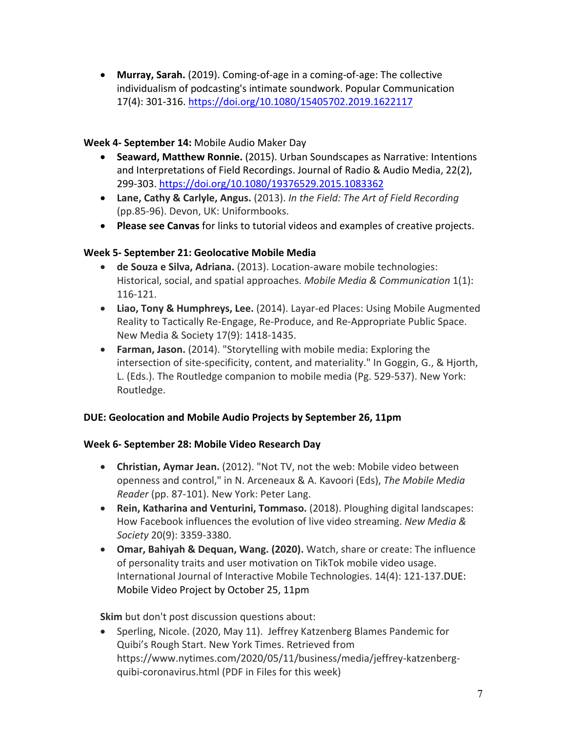- **Murray, Sarah.** (2019). Coming-of-age in a coming-of-age: The collective individualism of podcasting's intimate soundwork. Popular Communication 17(4): 301-316. https://doi.org/10.1080/15405702.2019.1622117

**Week 4- September 14:** Mobile Audio Maker Day

- **Seaward, Matthew Ronnie.** (2015). Urban Soundscapes as Narrative: Intentions and Interpretations of Field Recordings. Journal of Radio & Audio Media, 22(2), 299-303. https://doi.org/10.1080/19376529.2015.1083362
- **Lane, Cathy & Carlyle, Angus.** (2013). *In the Field: The Art of Field Recording* (pp.85-96). Devon, UK: Uniformbooks.
- **Please see Canvas** for links to tutorial videos and examples of creative projects.

**Week 5- September 21: Geolocative Mobile Media**

- **de Souza e Silva, Adriana.** (2013). Location-aware mobile technologies: Historical, social, and spatial approaches. *Mobile Media & Communication* 1(1): 116-121.
- **Liao, Tony & Humphreys, Lee.** (2014). Layar-ed Places: Using Mobile Augmented Reality to Tactically Re-Engage, Re-Produce, and Re-Appropriate Public Space. New Media & Society 17(9): 1418-1435.
- **Farman, Jason.** (2014). "Storytelling with mobile media: Exploring the intersection of site-specificity, content, and materiality." In Goggin, G., & Hjorth, L. (Eds.). The Routledge companion to mobile media (Pg. 529-537). New York: Routledge.

**DUE: Geolocation and Mobile Audio Projects by September 26, 11pm**

**Week 6- September 28: Mobile Video Research Day**

- **Christian, Aymar Jean.** (2012). "Not TV, not the web: Mobile video between openness and control," in N. Arceneaux & A. Kavoori (Eds), *The Mobile Media Reader* (pp. 87-101). New York: Peter Lang.
- **Rein, Katharina and Venturini, Tommaso.** (2018). Ploughing digital landscapes: How Facebook influences the evolution of live video streaming. *New Media & Society* 20(9): 3359-3380.
- **Omar, Bahiyah & Dequan, Wang. (2020).** Watch, share or create: The influence of personality traits and user motivation on TikTok mobile video usage. International Journal of Interactive Mobile Technologies. 14(4): 121-137.DUE: Mobile Video Project by October 25, 11pm

**Skim** but don't post discussion questions about:

- Sperling, Nicole. (2020, May 11). Jeffrey Katzenberg Blames Pandemic for Quibi's Rough Start. New York Times. Retrieved from https://www.nytimes.com/2020/05/11/business/media/jeffrey-katzenberg-quibi-coronavirus.html (PDF in Files for this week)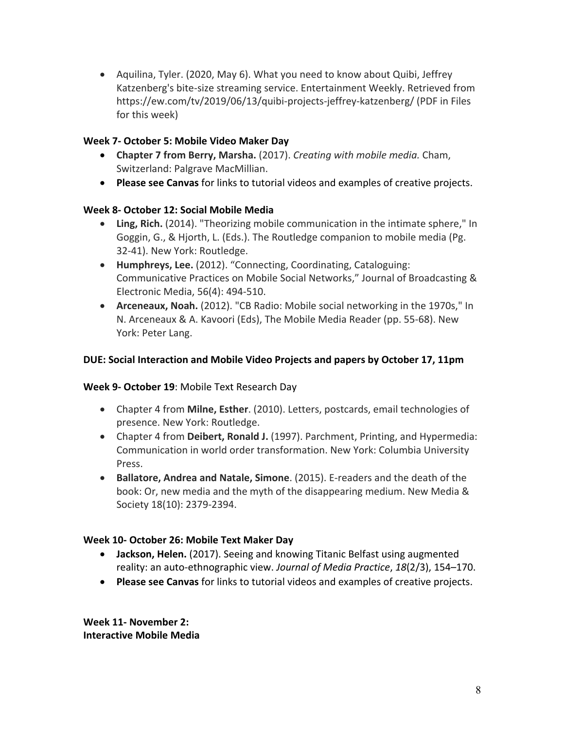- Aquilina, Tyler. (2020, May 6). What you need to know about Quibi, Jeffrey Katzenberg's bite-size streaming service. Entertainment Weekly. Retrieved from https://ew.com/tv/2019/06/13/quibi-projects-jeffrey-katzenberg/ (PDF in Files for this week)

**Week 7- October 5: Mobile Video Maker Day**

- **Chapter 7 from Berry, Marsha.** (2017). *Creating with mobile media.* Cham, Switzerland: Palgrave MacMillian.
- **Please see Canvas** for links to tutorial videos and examples of creative projects.

**Week 8- October 12: Social Mobile Media**

- **Ling, Rich.** (2014). "Theorizing mobile communication in the intimate sphere," In Goggin, G., & Hjorth, L. (Eds.). The Routledge companion to mobile media (Pg. 32-41). New York: Routledge.
- **Humphreys, Lee.** (2012). "Connecting, Coordinating, Cataloguing: Communicative Practices on Mobile Social Networks," Journal of Broadcasting & Electronic Media, 56(4): 494-510.
- **Arceneaux, Noah.** (2012). "CB Radio: Mobile social networking in the 1970s," In N. Arceneaux & A. Kavoori (Eds), The Mobile Media Reader (pp. 55-68). New York: Peter Lang.

**DUE: Social Interaction and Mobile Video Projects and papers by October 17, 11pm**

**Week 9- October 19**: Mobile Text Research Day

- Chapter 4 from **Milne, Esther**. (2010). Letters, postcards, email technologies of presence. New York: Routledge.
- Chapter 4 from **Deibert, Ronald J.** (1997). Parchment, Printing, and Hypermedia: Communication in world order transformation. New York: Columbia University Press.
- **Ballatore, Andrea and Natale, Simone**. (2015). E-readers and the death of the book: Or, new media and the myth of the disappearing medium. New Media & Society 18(10): 2379-2394.

**Week 10- October 26: Mobile Text Maker Day**

- **Jackson, Helen.** (2017). Seeing and knowing Titanic Belfast using augmented reality: an auto-ethnographic view. *Journal of Media Practice*, *18*(2/3), 154–170.
- **Please see Canvas** for links to tutorial videos and examples of creative projects.

**Week 11- November 2:**
**Interactive Mobile Media**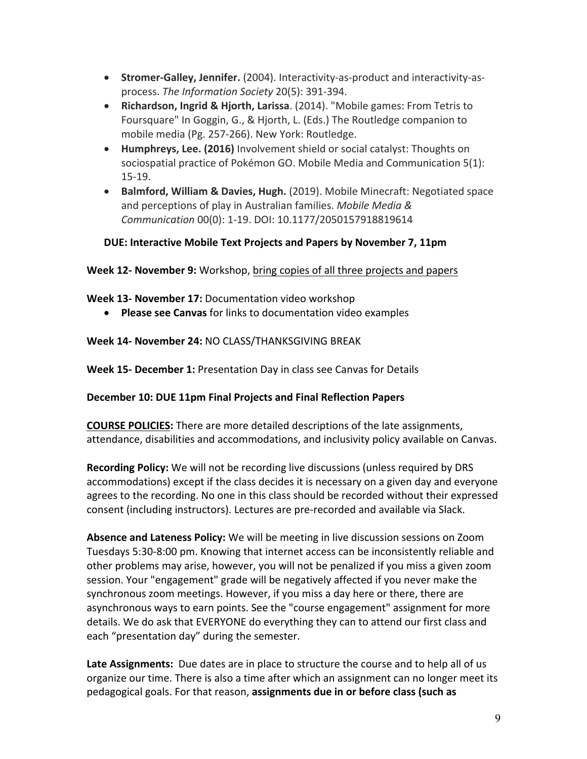- **Stromer-Galley, Jennifer.** (2004). Interactivity-as-product and interactivity-as-process. *The Information Society* 20(5): 391-394.
- **Richardson, Ingrid & Hjorth, Larissa**. (2014). "Mobile games: From Tetris to Foursquare" In Goggin, G., & Hjorth, L. (Eds.) The Routledge companion to mobile media (Pg. 257-266). New York: Routledge.
- **Humphreys, Lee. (2016)** Involvement shield or social catalyst: Thoughts on sociospatial practice of Pokémon GO. Mobile Media and Communication 5(1): 15-19.
- **Balmford, William & Davies, Hugh.** (2019). Mobile Minecraft: Negotiated space and perceptions of play in Australian families. *Mobile Media & Communication* 00(0): 1-19. DOI: 10.1177/2050157918819614

**DUE: Interactive Mobile Text Projects and Papers by November 7, 11pm**

**Week 12- November 9:** Workshop, <u>bring copies of all three projects and papers</u>

**Week 13- November 17:** Documentation video workshop

- **Please see Canvas** for links to documentation video examples

**Week 14- November 24:** NO CLASS/THANKSGIVING BREAK

**Week 15- December 1:** Presentation Day in class see Canvas for Details

**December 10: DUE 11pm Final Projects and Final Reflection Papers**

**<u>COURSE POLICIES</u>:** There are more detailed descriptions of the late assignments, attendance, disabilities and accommodations, and inclusivity policy available on Canvas.

**Recording Policy:** We will not be recording live discussions (unless required by DRS accommodations) except if the class decides it is necessary on a given day and everyone agrees to the recording. No one in this class should be recorded without their expressed consent (including instructors). Lectures are pre-recorded and available via Slack.

**Absence and Lateness Policy:** We will be meeting in live discussion sessions on Zoom Tuesdays 5:30-8:00 pm. Knowing that internet access can be inconsistently reliable and other problems may arise, however, you will not be penalized if you miss a given zoom session. Your "engagement" grade will be negatively affected if you never make the synchronous zoom meetings. However, if you miss a day here or there, there are asynchronous ways to earn points. See the "course engagement" assignment for more details. We do ask that EVERYONE do everything they can to attend our first class and each "presentation day" during the semester.

**Late Assignments:** Due dates are in place to structure the course and to help all of us organize our time. There is also a time after which an assignment can no longer meet its pedagogical goals. For that reason, **assignments due in or before class (such as**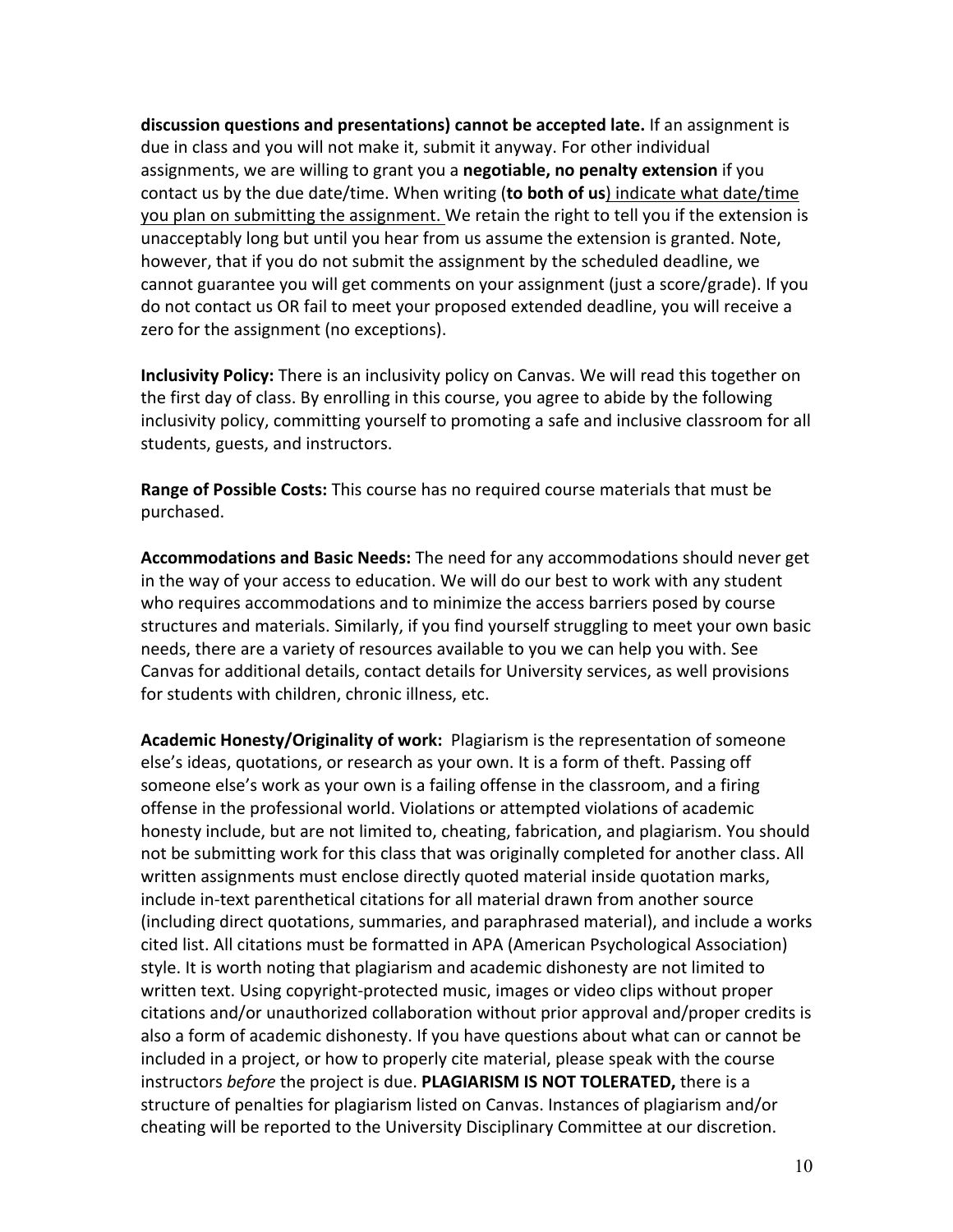**discussion questions and presentations) cannot be accepted late.** If an assignment is due in class and you will not make it, submit it anyway. For other individual assignments, we are willing to grant you a **negotiable, no penalty extension** if you contact us by the due date/time. When writing (**to both of us**) indicate what date/time you plan on submitting the assignment. We retain the right to tell you if the extension is unacceptably long but until you hear from us assume the extension is granted. Note, however, that if you do not submit the assignment by the scheduled deadline, we cannot guarantee you will get comments on your assignment (just a score/grade). If you do not contact us OR fail to meet your proposed extended deadline, you will receive a zero for the assignment (no exceptions).

**Inclusivity Policy:** There is an inclusivity policy on Canvas. We will read this together on the first day of class. By enrolling in this course, you agree to abide by the following inclusivity policy, committing yourself to promoting a safe and inclusive classroom for all students, guests, and instructors.

**Range of Possible Costs:** This course has no required course materials that must be purchased.

**Accommodations and Basic Needs:** The need for any accommodations should never get in the way of your access to education. We will do our best to work with any student who requires accommodations and to minimize the access barriers posed by course structures and materials. Similarly, if you find yourself struggling to meet your own basic needs, there are a variety of resources available to you we can help you with. See Canvas for additional details, contact details for University services, as well provisions for students with children, chronic illness, etc.

**Academic Honesty/Originality of work:** Plagiarism is the representation of someone else's ideas, quotations, or research as your own. It is a form of theft. Passing off someone else's work as your own is a failing offense in the classroom, and a firing offense in the professional world. Violations or attempted violations of academic honesty include, but are not limited to, cheating, fabrication, and plagiarism. You should not be submitting work for this class that was originally completed for another class. All written assignments must enclose directly quoted material inside quotation marks, include in-text parenthetical citations for all material drawn from another source (including direct quotations, summaries, and paraphrased material), and include a works cited list. All citations must be formatted in APA (American Psychological Association) style. It is worth noting that plagiarism and academic dishonesty are not limited to written text. Using copyright-protected music, images or video clips without proper citations and/or unauthorized collaboration without prior approval and/proper credits is also a form of academic dishonesty. If you have questions about what can or cannot be included in a project, or how to properly cite material, please speak with the course instructors *before* the project is due. **PLAGIARISM IS NOT TOLERATED,** there is a structure of penalties for plagiarism listed on Canvas. Instances of plagiarism and/or cheating will be reported to the University Disciplinary Committee at our discretion.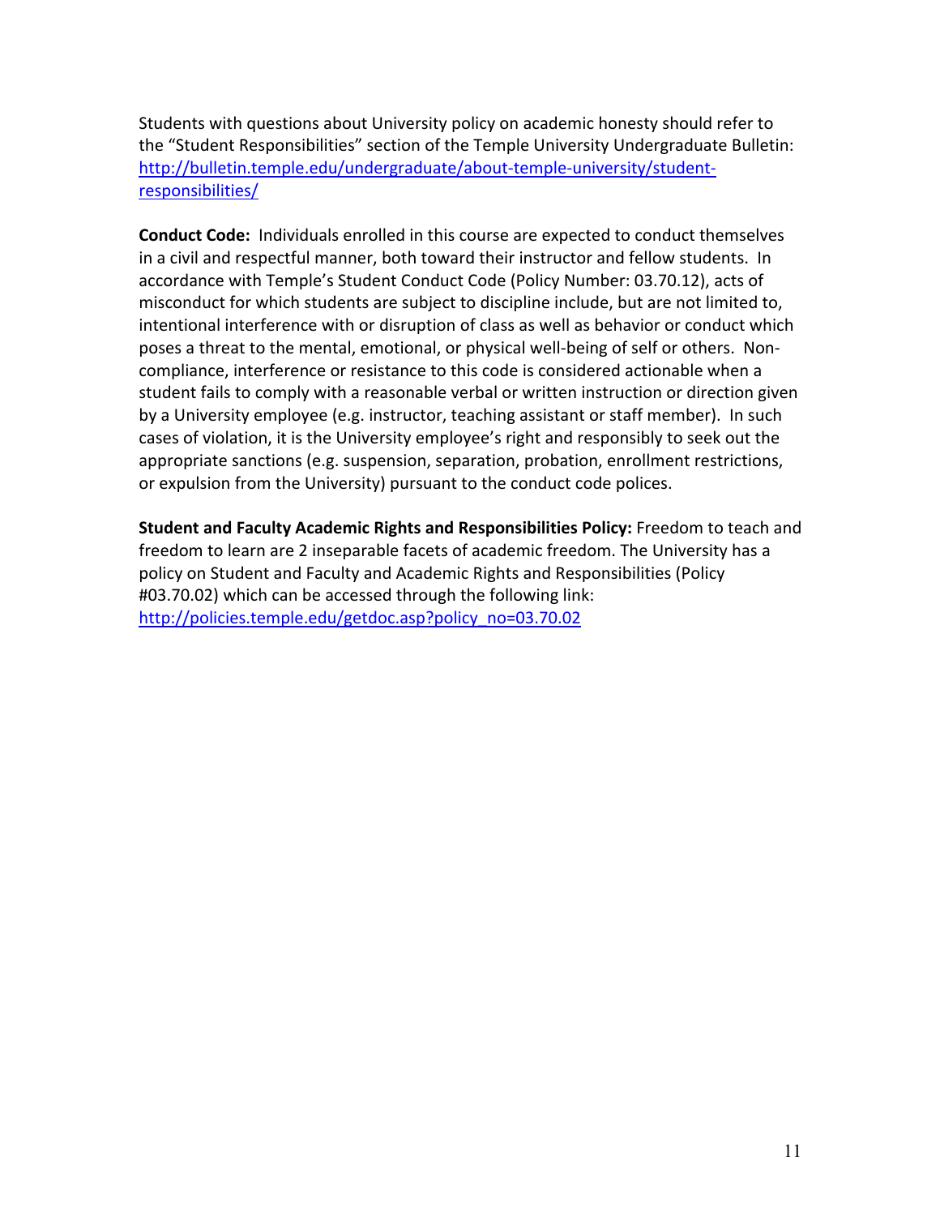Students with questions about University policy on academic honesty should refer to the "Student Responsibilities" section of the Temple University Undergraduate Bulletin: http://bulletin.temple.edu/undergraduate/about-temple-university/student-responsibilities/

**Conduct Code:** Individuals enrolled in this course are expected to conduct themselves in a civil and respectful manner, both toward their instructor and fellow students. In accordance with Temple's Student Conduct Code (Policy Number: 03.70.12), acts of misconduct for which students are subject to discipline include, but are not limited to, intentional interference with or disruption of class as well as behavior or conduct which poses a threat to the mental, emotional, or physical well-being of self or others. Non-compliance, interference or resistance to this code is considered actionable when a student fails to comply with a reasonable verbal or written instruction or direction given by a University employee (e.g. instructor, teaching assistant or staff member). In such cases of violation, it is the University employee's right and responsibly to seek out the appropriate sanctions (e.g. suspension, separation, probation, enrollment restrictions, or expulsion from the University) pursuant to the conduct code polices.

**Student and Faculty Academic Rights and Responsibilities Policy:** Freedom to teach and freedom to learn are 2 inseparable facets of academic freedom. The University has a policy on Student and Faculty and Academic Rights and Responsibilities (Policy #03.70.02) which can be accessed through the following link: http://policies.temple.edu/getdoc.asp?policy_no=03.70.02